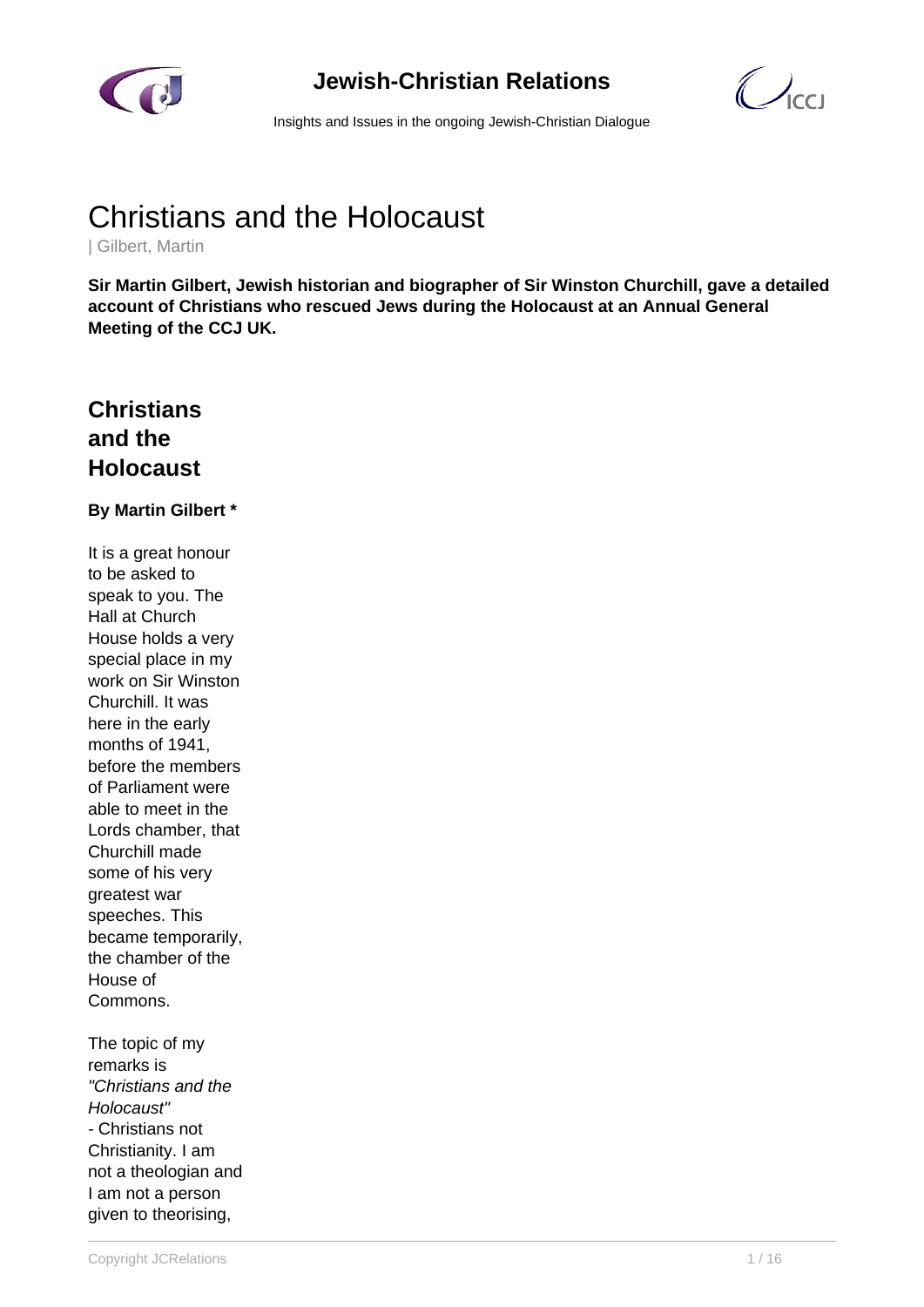# Christians and the Holocaust

| Gilbert, Martin

**Sir Martin Gilbert, Jewish historian and biographer of Sir Winston Churchill, gave a detailed account of Christians who rescued Jews during the Holocaust at an Annual General Meeting of the CCJ UK.**

## Christians and the Holocaust

**By Martin Gilbert ***

It is a great honour to be asked to speak to you. The Hall at Church House holds a very special place in my work on Sir Winston Churchill. It was here in the early months of 1941, before the members of Parliament were able to meet in the Lords chamber, that Churchill made some of his very greatest war speeches. This became temporarily, the chamber of the House of Commons.

The topic of my remarks is *"Christians and the Holocaust"* - Christians not Christianity. I am not a theologian and I am not a person given to theorising,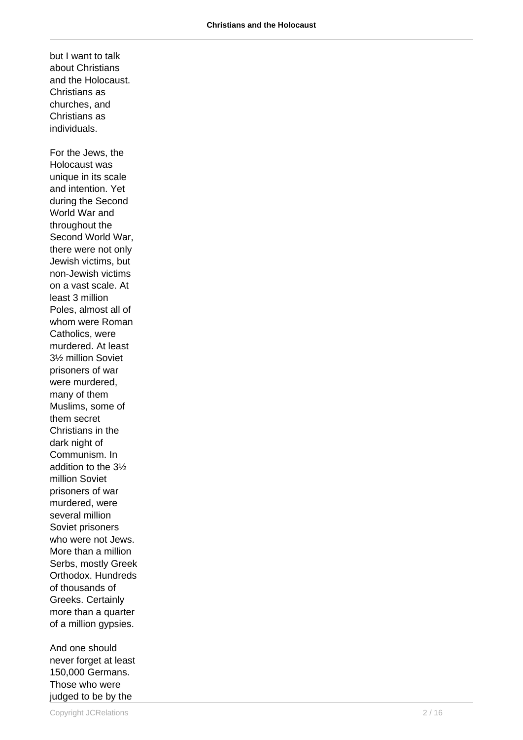but I want to talk about Christians and the Holocaust. Christians as churches, and Christians as individuals.

For the Jews, the Holocaust was unique in its scale and intention. Yet during the Second World War and throughout the Second World War, there were not only Jewish victims, but non-Jewish victims on a vast scale. At least 3 million Poles, almost all of whom were Roman Catholics, were murdered. At least 3½ million Soviet prisoners of war were murdered, many of them Muslims, some of them secret Christians in the dark night of Communism. In addition to the 3½ million Soviet prisoners of war murdered, were several million Soviet prisoners who were not Jews. More than a million Serbs, mostly Greek Orthodox. Hundreds of thousands of Greeks. Certainly more than a quarter of a million gypsies.

And one should never forget at least 150,000 Germans. Those who were judged to be by the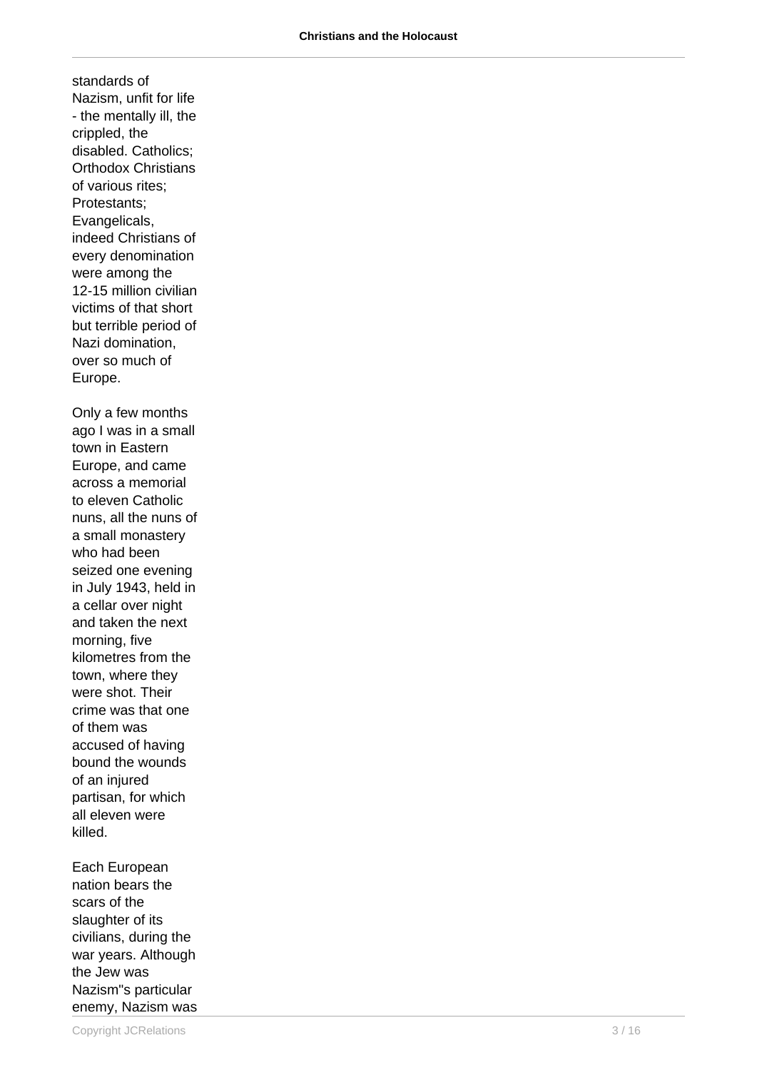standards of Nazism, unfit for life - the mentally ill, the crippled, the disabled. Catholics; Orthodox Christians of various rites; Protestants; Evangelicals, indeed Christians of every denomination were among the 12-15 million civilian victims of that short but terrible period of Nazi domination, over so much of Europe.

Only a few months ago I was in a small town in Eastern Europe, and came across a memorial to eleven Catholic nuns, all the nuns of a small monastery who had been seized one evening in July 1943, held in a cellar over night and taken the next morning, five kilometres from the town, where they were shot. Their crime was that one of them was accused of having bound the wounds of an injured partisan, for which all eleven were killed.

Each European nation bears the scars of the slaughter of its civilians, during the war years. Although the Jew was Nazism"s particular enemy, Nazism was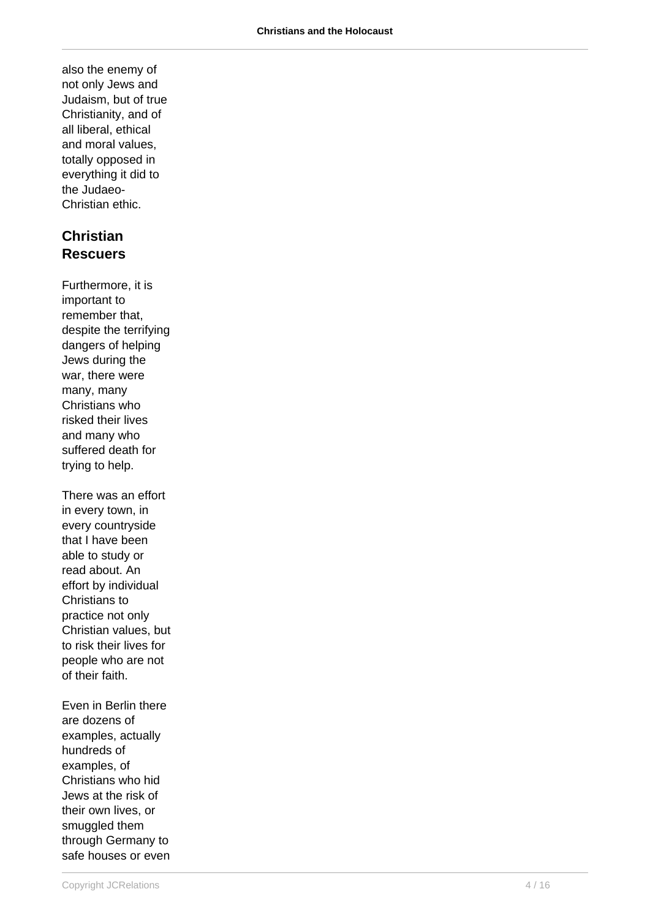also the enemy of not only Jews and Judaism, but of true Christianity, and of all liberal, ethical and moral values, totally opposed in everything it did to the Judaeo-Christian ethic.

## Christian Rescuers

Furthermore, it is important to remember that, despite the terrifying dangers of helping Jews during the war, there were many, many Christians who risked their lives and many who suffered death for trying to help.

There was an effort in every town, in every countryside that I have been able to study or read about. An effort by individual Christians to practice not only Christian values, but to risk their lives for people who are not of their faith.

Even in Berlin there are dozens of examples, actually hundreds of examples, of Christians who hid Jews at the risk of their own lives, or smuggled them through Germany to safe houses or even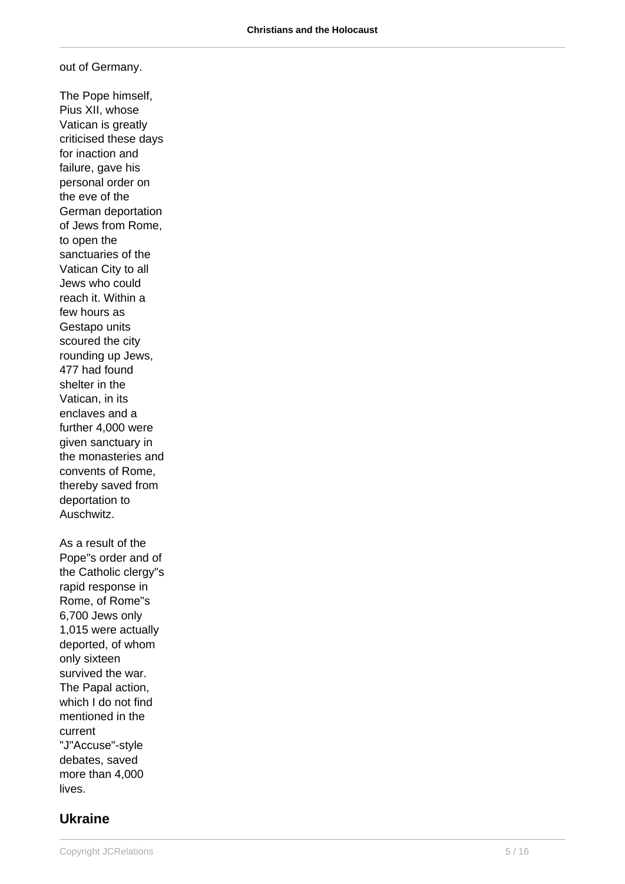out of Germany.

The Pope himself, Pius XII, whose Vatican is greatly criticised these days for inaction and failure, gave his personal order on the eve of the German deportation of Jews from Rome, to open the sanctuaries of the Vatican City to all Jews who could reach it. Within a few hours as Gestapo units scoured the city rounding up Jews, 477 had found shelter in the Vatican, in its enclaves and a further 4,000 were given sanctuary in the monasteries and convents of Rome, thereby saved from deportation to Auschwitz.

As a result of the Pope"s order and of the Catholic clergy"s rapid response in Rome, of Rome"s 6,700 Jews only 1,015 were actually deported, of whom only sixteen survived the war. The Papal action, which I do not find mentioned in the current "J"Accuse"-style debates, saved more than 4,000 lives.

## Ukraine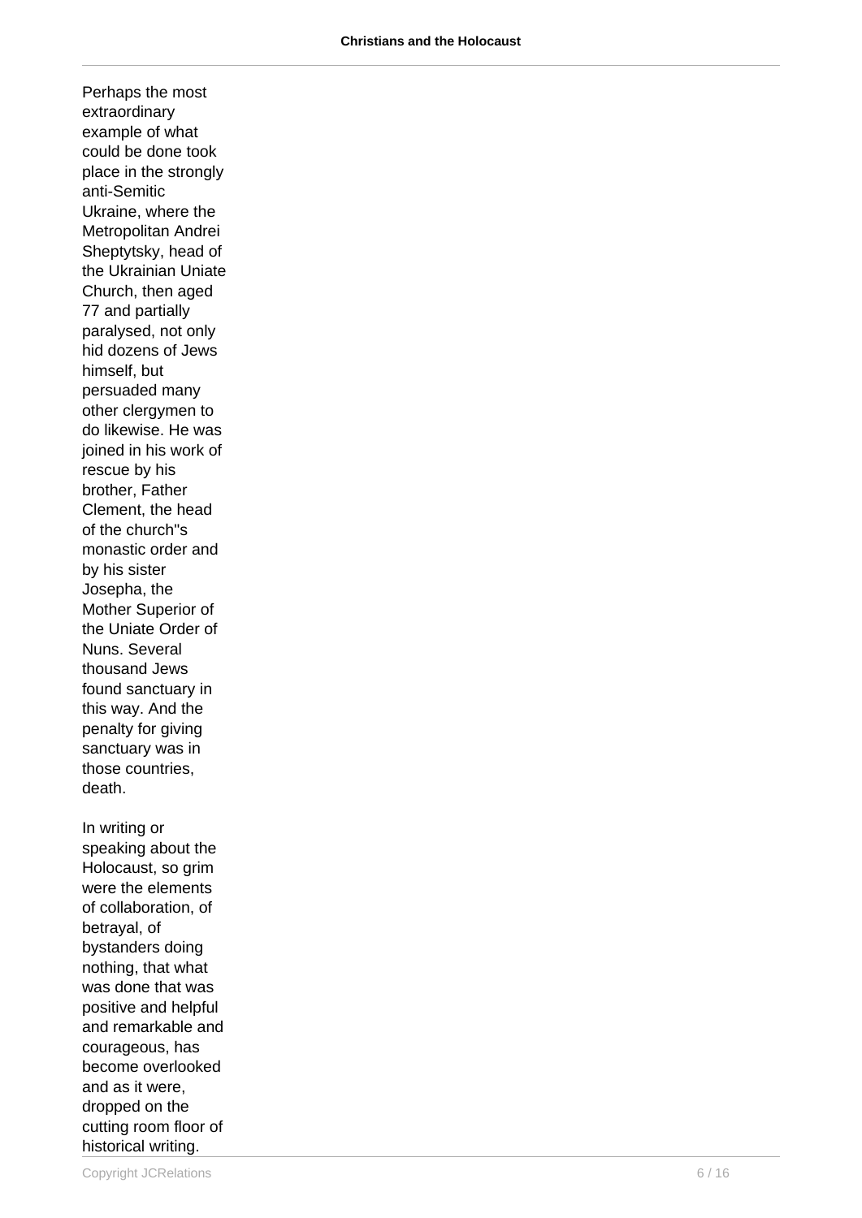Perhaps the most extraordinary example of what could be done took place in the strongly anti-Semitic Ukraine, where the Metropolitan Andrei Sheptytsky, head of the Ukrainian Uniate Church, then aged 77 and partially paralysed, not only hid dozens of Jews himself, but persuaded many other clergymen to do likewise. He was joined in his work of rescue by his brother, Father Clement, the head of the church''s monastic order and by his sister Josepha, the Mother Superior of the Uniate Order of Nuns. Several thousand Jews found sanctuary in this way. And the penalty for giving sanctuary was in those countries, death.

In writing or speaking about the Holocaust, so grim were the elements of collaboration, of betrayal, of bystanders doing nothing, that what was done that was positive and helpful and remarkable and courageous, has become overlooked and as it were, dropped on the cutting room floor of historical writing.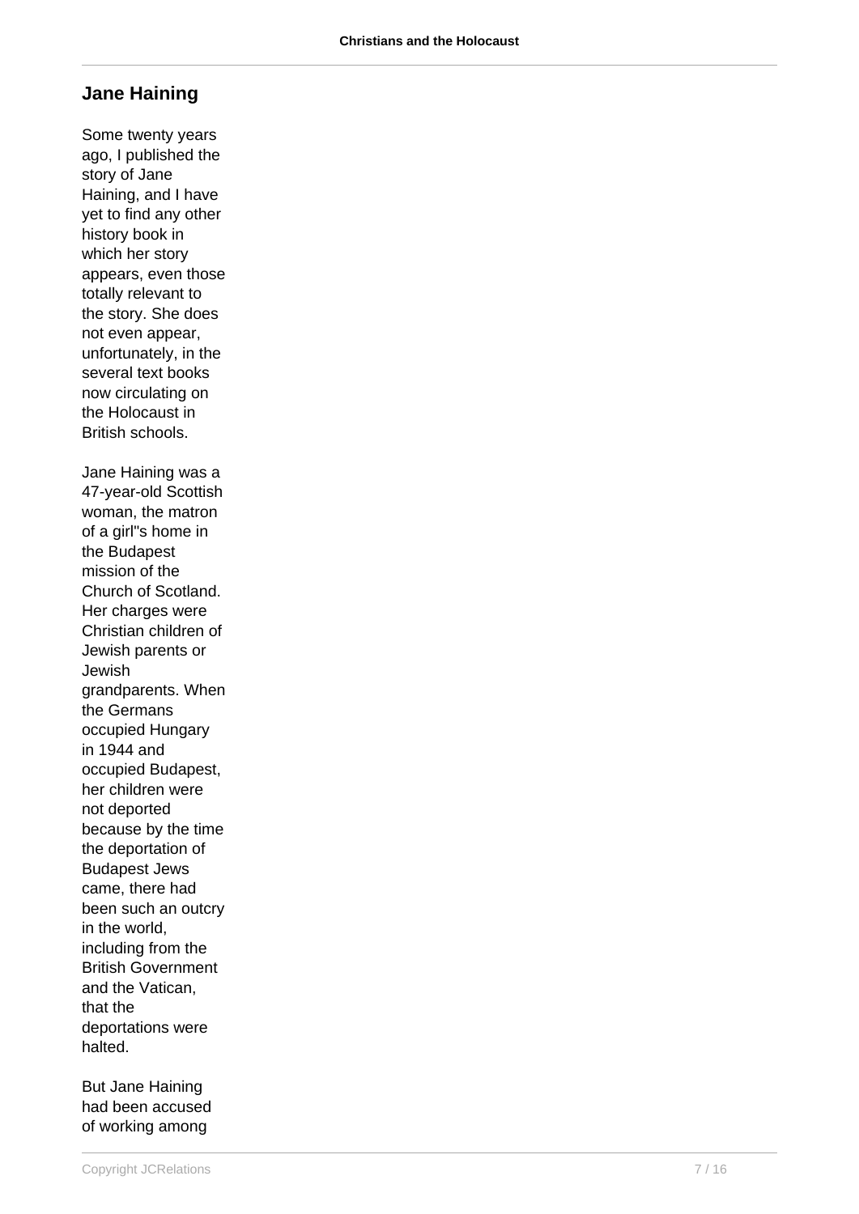## Jane Haining

Some twenty years ago, I published the story of Jane Haining, and I have yet to find any other history book in which her story appears, even those totally relevant to the story. She does not even appear, unfortunately, in the several text books now circulating on the Holocaust in British schools.

Jane Haining was a 47-year-old Scottish woman, the matron of a girl"s home in the Budapest mission of the Church of Scotland. Her charges were Christian children of Jewish parents or Jewish grandparents. When the Germans occupied Hungary in 1944 and occupied Budapest, her children were not deported because by the time the deportation of Budapest Jews came, there had been such an outcry in the world, including from the British Government and the Vatican, that the deportations were halted.

But Jane Haining had been accused of working among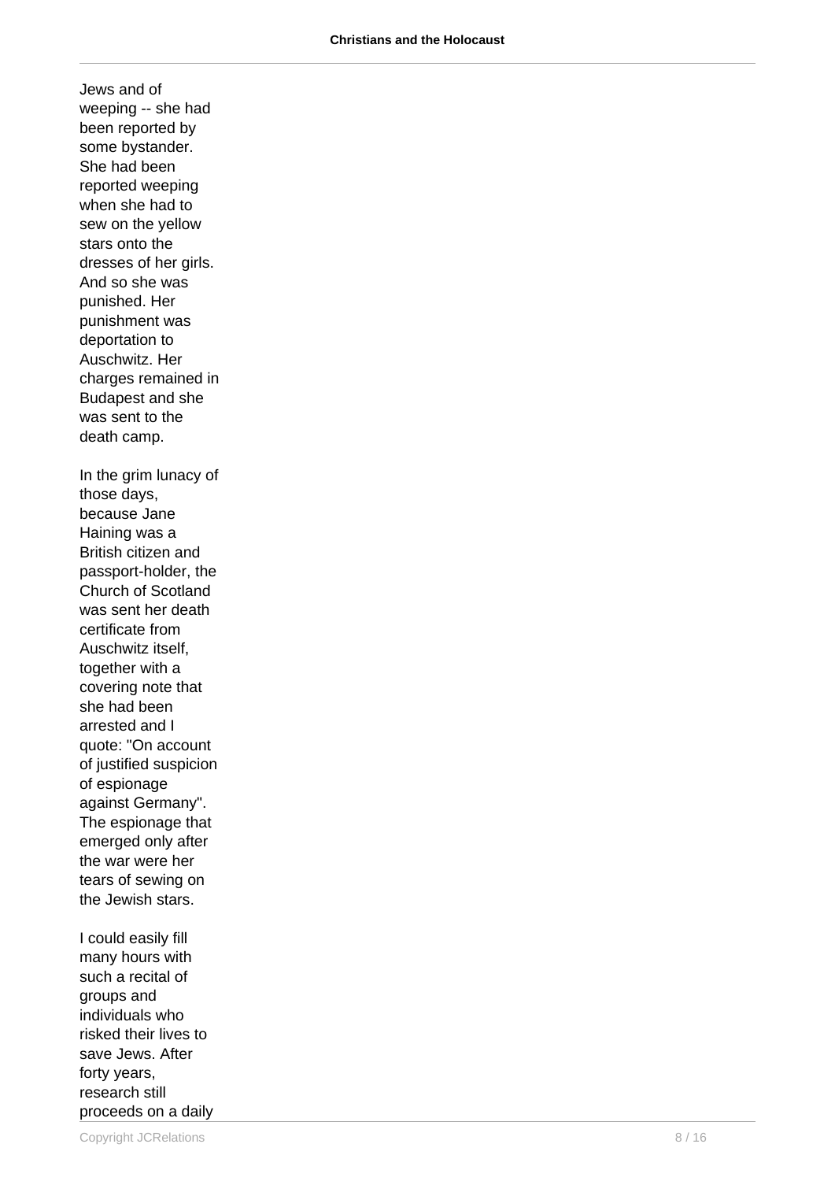Jews and of weeping -- she had been reported by some bystander. She had been reported weeping when she had to sew on the yellow stars onto the dresses of her girls. And so she was punished. Her punishment was deportation to Auschwitz. Her charges remained in Budapest and she was sent to the death camp.

In the grim lunacy of those days, because Jane Haining was a British citizen and passport-holder, the Church of Scotland was sent her death certificate from Auschwitz itself, together with a covering note that she had been arrested and I quote: "On account of justified suspicion of espionage against Germany". The espionage that emerged only after the war were her tears of sewing on the Jewish stars.

I could easily fill many hours with such a recital of groups and individuals who risked their lives to save Jews. After forty years, research still proceeds on a daily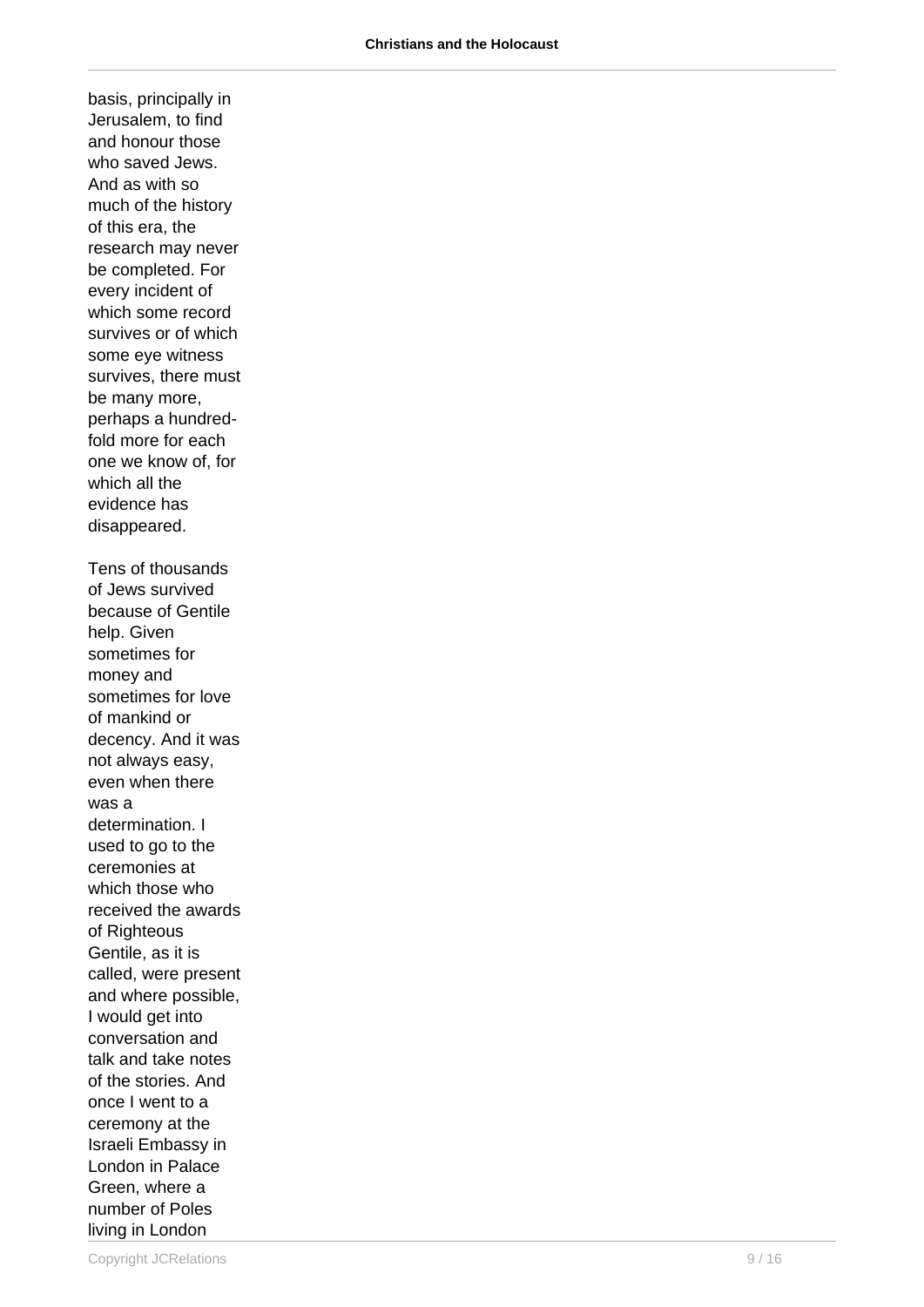basis, principally in Jerusalem, to find and honour those who saved Jews. And as with so much of the history of this era, the research may never be completed. For every incident of which some record survives or of which some eye witness survives, there must be many more, perhaps a hundred-fold more for each one we know of, for which all the evidence has disappeared.

Tens of thousands of Jews survived because of Gentile help. Given sometimes for money and sometimes for love of mankind or decency. And it was not always easy, even when there was a determination. I used to go to the ceremonies at which those who received the awards of Righteous Gentile, as it is called, were present and where possible, I would get into conversation and talk and take notes of the stories. And once I went to a ceremony at the Israeli Embassy in London in Palace Green, where a number of Poles living in London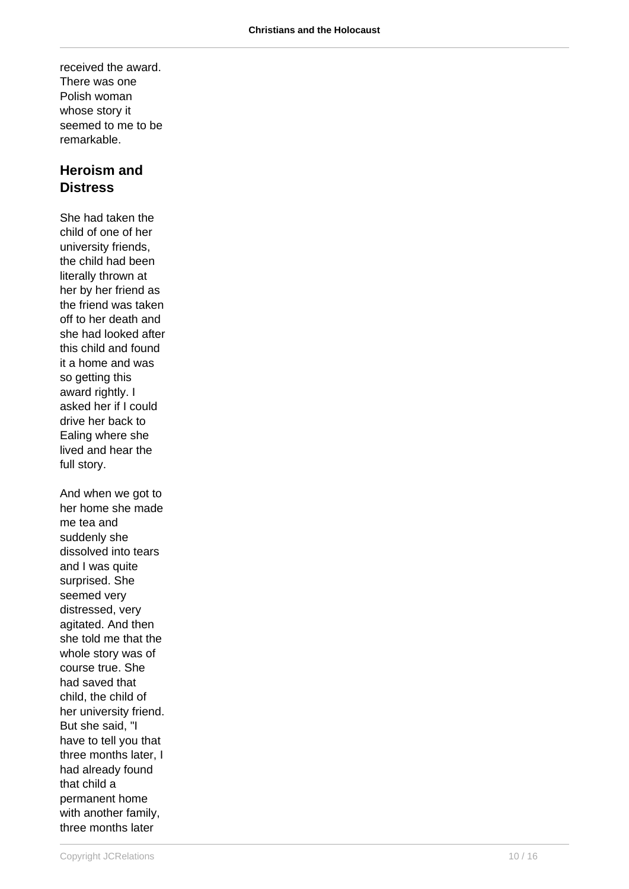received the award. There was one Polish woman whose story it seemed to me to be remarkable.

## Heroism and Distress

She had taken the child of one of her university friends, the child had been literally thrown at her by her friend as the friend was taken off to her death and she had looked after this child and found it a home and was so getting this award rightly. I asked her if I could drive her back to Ealing where she lived and hear the full story.

And when we got to her home she made me tea and suddenly she dissolved into tears and I was quite surprised. She seemed very distressed, very agitated. And then she told me that the whole story was of course true. She had saved that child, the child of her university friend. But she said, "I have to tell you that three months later, I had already found that child a permanent home with another family, three months later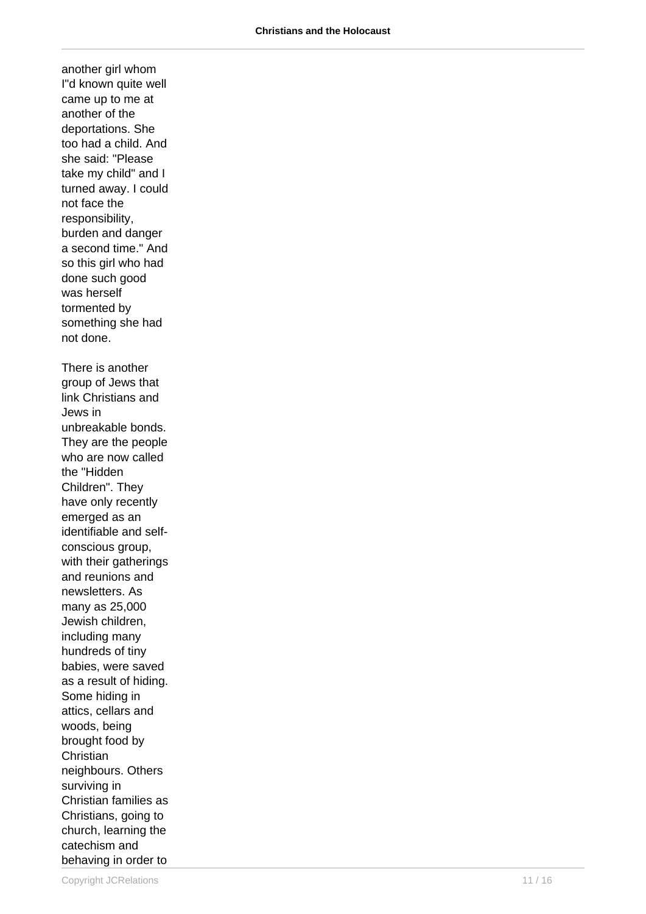another girl whom I"d known quite well came up to me at another of the deportations. She too had a child. And she said: "Please take my child" and I turned away. I could not face the responsibility, burden and danger a second time." And so this girl who had done such good was herself tormented by something she had not done.

There is another group of Jews that link Christians and Jews in unbreakable bonds. They are the people who are now called the "Hidden Children". They have only recently emerged as an identifiable and self-conscious group, with their gatherings and reunions and newsletters. As many as 25,000 Jewish children, including many hundreds of tiny babies, were saved as a result of hiding. Some hiding in attics, cellars and woods, being brought food by Christian neighbours. Others surviving in Christian families as Christians, going to church, learning the catechism and behaving in order to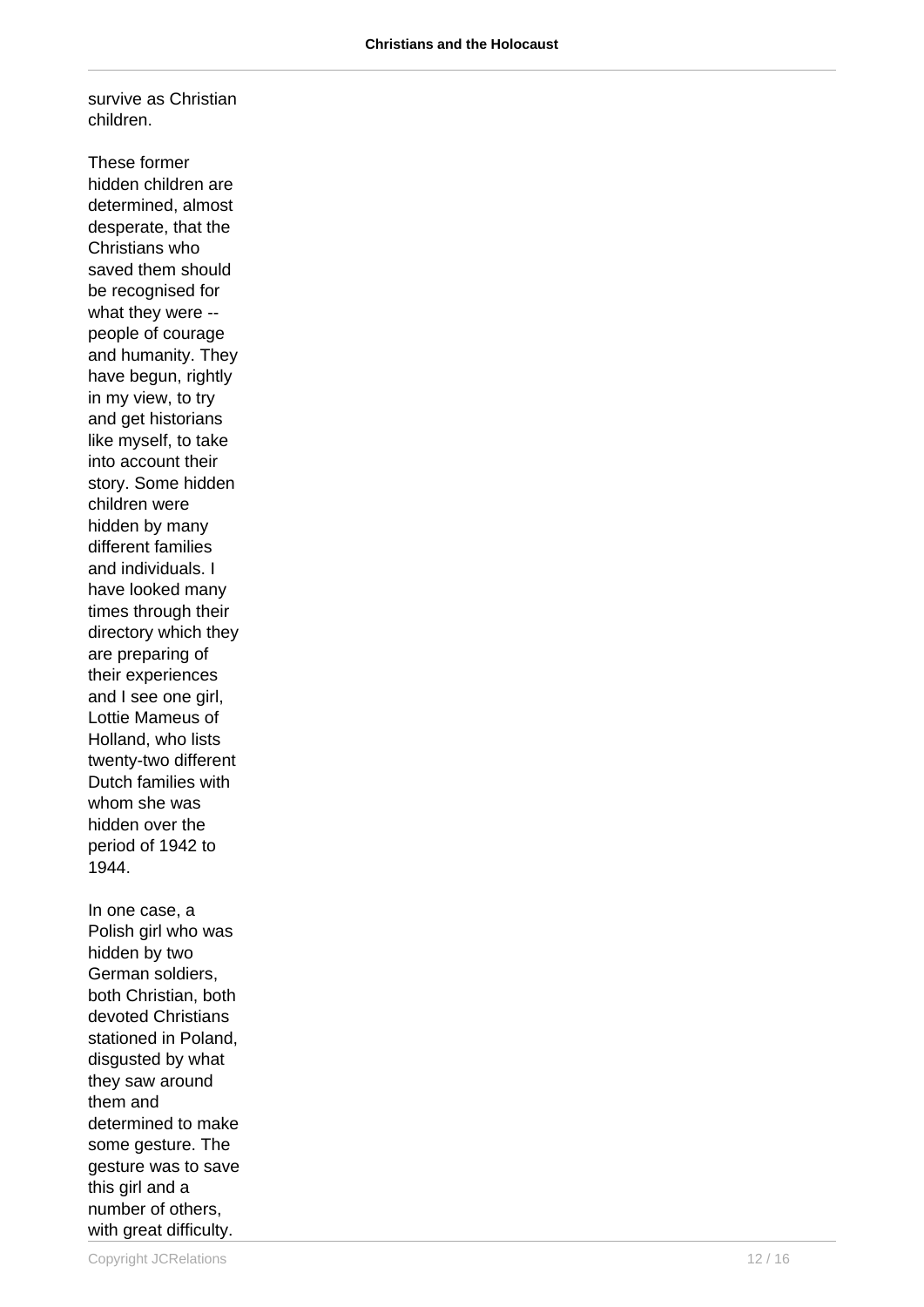survive as Christian children.

These former hidden children are determined, almost desperate, that the Christians who saved them should be recognised for what they were -- people of courage and humanity. They have begun, rightly in my view, to try and get historians like myself, to take into account their story. Some hidden children were hidden by many different families and individuals. I have looked many times through their directory which they are preparing of their experiences and I see one girl, Lottie Mameus of Holland, who lists twenty-two different Dutch families with whom she was hidden over the period of 1942 to 1944.

In one case, a Polish girl who was hidden by two German soldiers, both Christian, both devoted Christians stationed in Poland, disgusted by what they saw around them and determined to make some gesture. The gesture was to save this girl and a number of others, with great difficulty.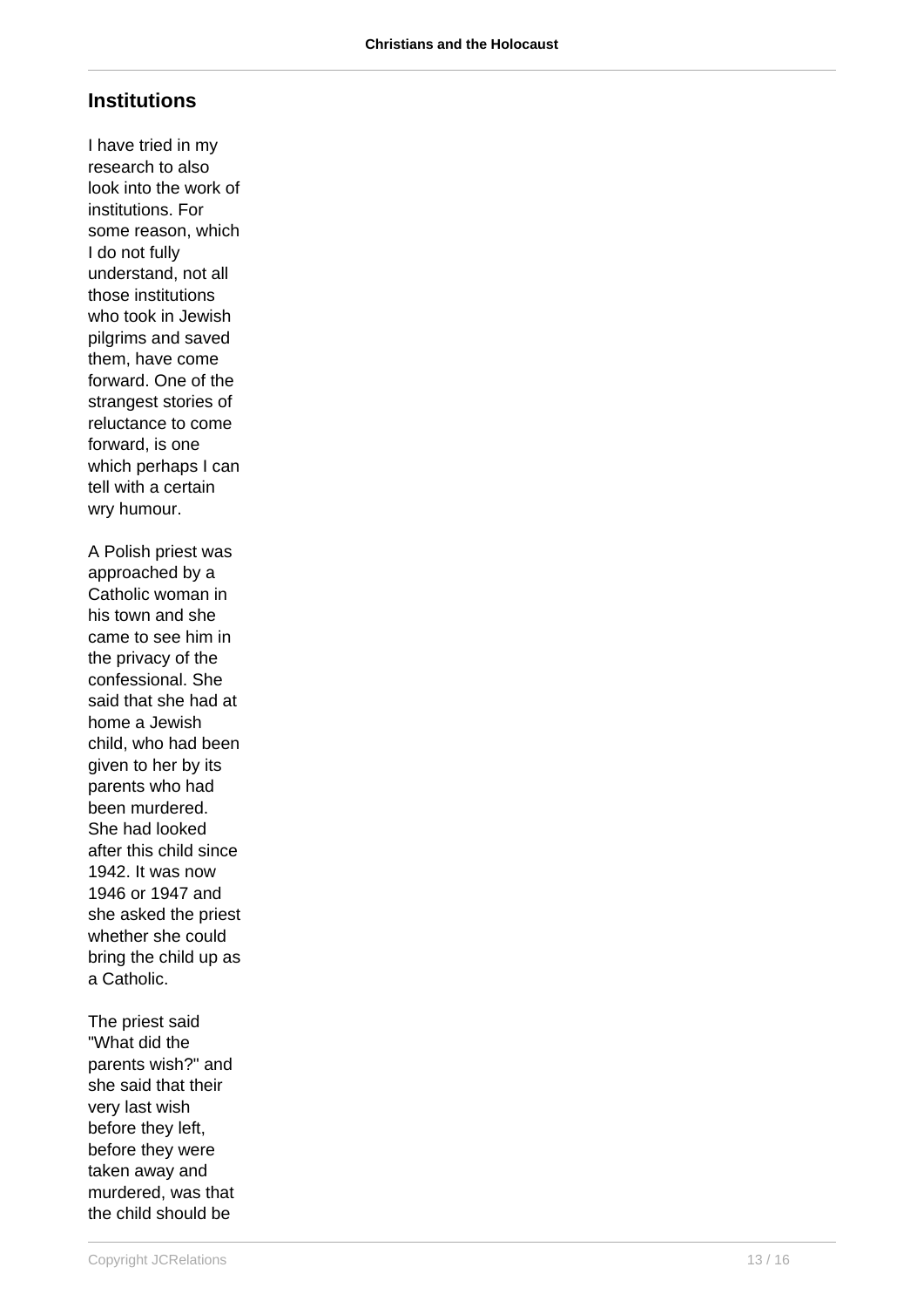## Institutions

I have tried in my research to also look into the work of institutions. For some reason, which I do not fully understand, not all those institutions who took in Jewish pilgrims and saved them, have come forward. One of the strangest stories of reluctance to come forward, is one which perhaps I can tell with a certain wry humour.

A Polish priest was approached by a Catholic woman in his town and she came to see him in the privacy of the confessional. She said that she had at home a Jewish child, who had been given to her by its parents who had been murdered. She had looked after this child since 1942. It was now 1946 or 1947 and she asked the priest whether she could bring the child up as a Catholic.

The priest said "What did the parents wish?" and she said that their very last wish before they left, before they were taken away and murdered, was that the child should be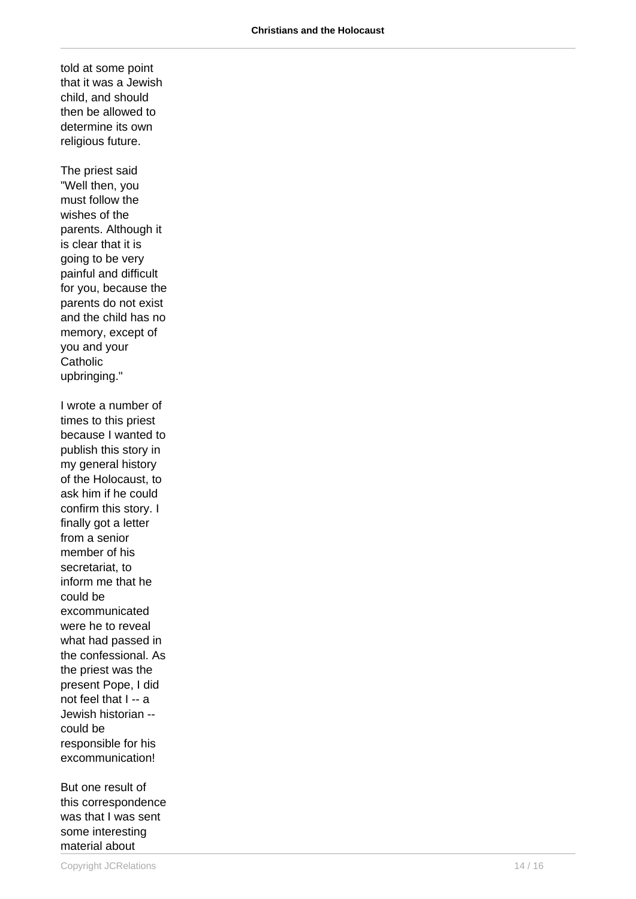told at some point that it was a Jewish child, and should then be allowed to determine its own religious future.

The priest said "Well then, you must follow the wishes of the parents. Although it is clear that it is going to be very painful and difficult for you, because the parents do not exist and the child has no memory, except of you and your Catholic upbringing."

I wrote a number of times to this priest because I wanted to publish this story in my general history of the Holocaust, to ask him if he could confirm this story. I finally got a letter from a senior member of his secretariat, to inform me that he could be excommunicated were he to reveal what had passed in the confessional. As the priest was the present Pope, I did not feel that I -- a Jewish historian -- could be responsible for his excommunication!

But one result of this correspondence was that I was sent some interesting material about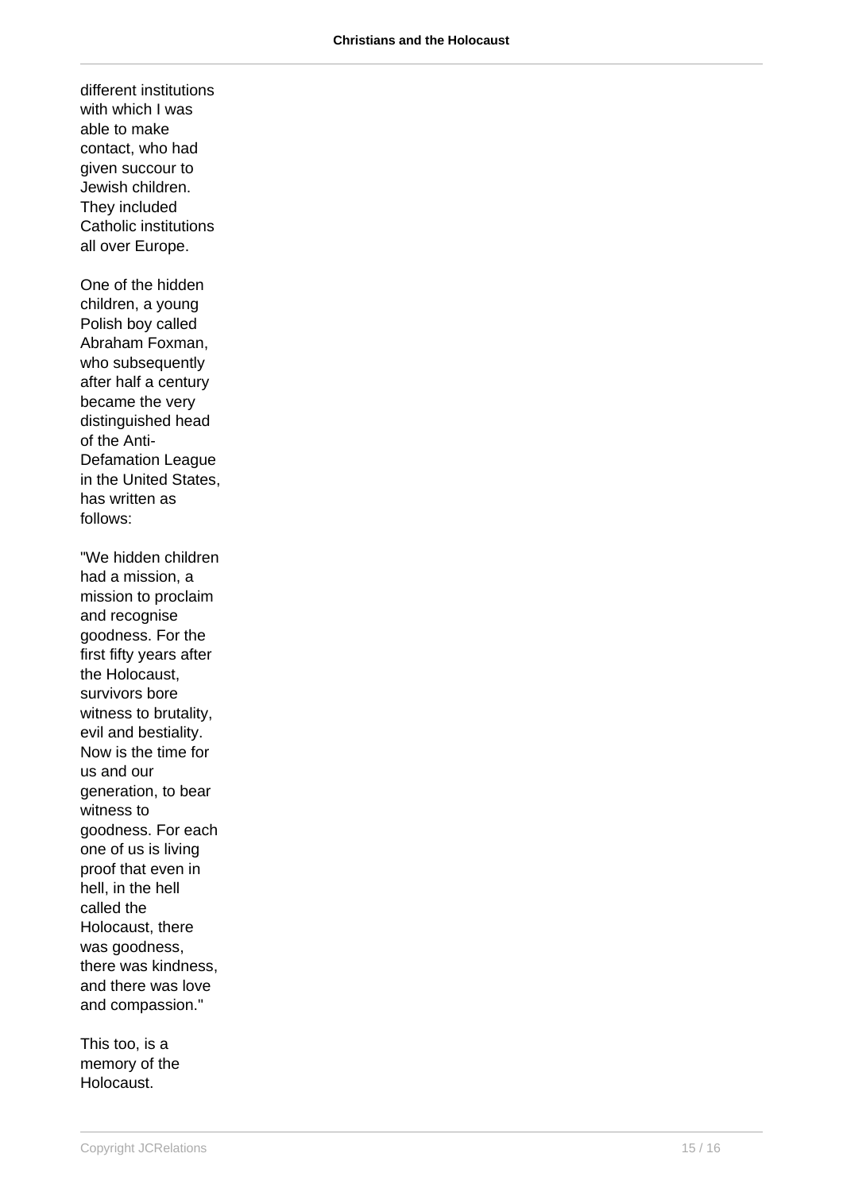different institutions with which I was able to make contact, who had given succour to Jewish children. They included Catholic institutions all over Europe.

One of the hidden children, a young Polish boy called Abraham Foxman, who subsequently after half a century became the very distinguished head of the Anti-Defamation League in the United States, has written as follows:

"We hidden children had a mission, a mission to proclaim and recognise goodness. For the first fifty years after the Holocaust, survivors bore witness to brutality, evil and bestiality. Now is the time for us and our generation, to bear witness to goodness. For each one of us is living proof that even in hell, in the hell called the Holocaust, there was goodness, there was kindness, and there was love and compassion."

This too, is a memory of the Holocaust.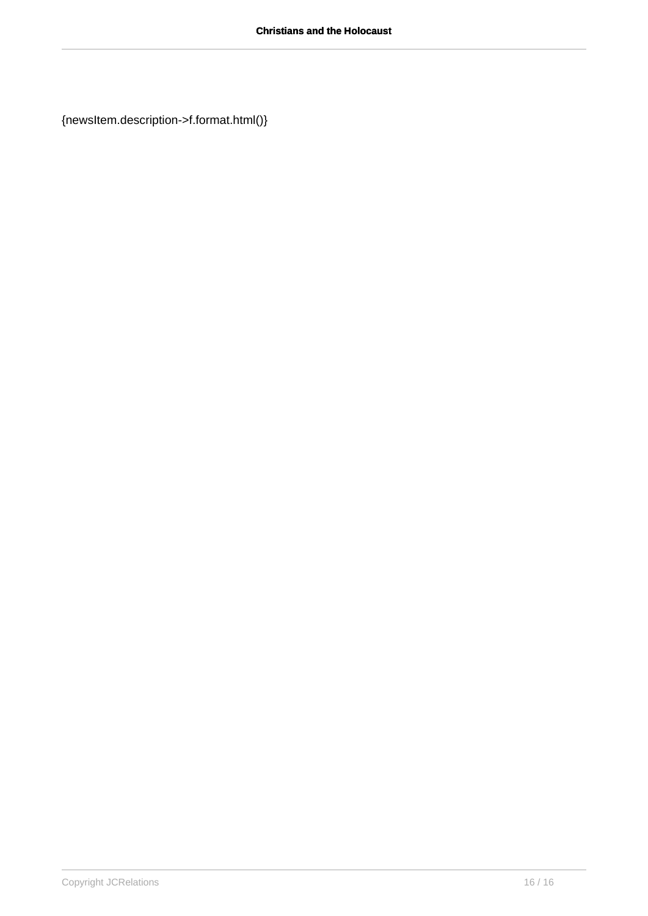{newsItem.description->f.format.html()}